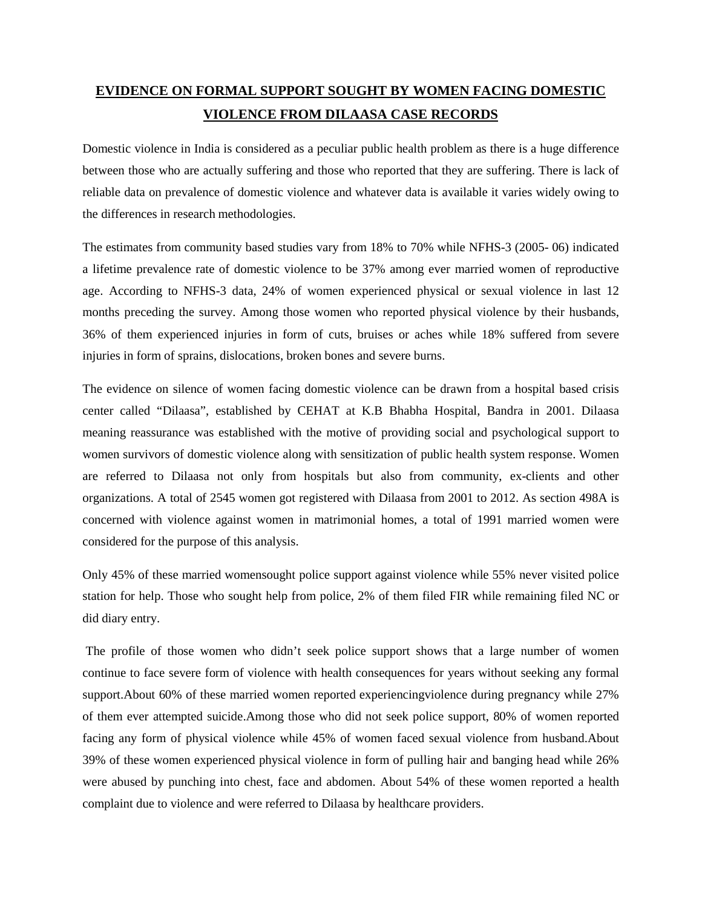# EVIDENCE ON FORMAL SUPPORT SOUGHT BY WOMEN FACING DOMESTIC VIOLENCE FROM DILAASA CASE RECORDS

Domestic violence in India is considered as a peculiar public health problem as there is a huge difference between those who are actually suffering and those who reported that they are suffering. There is lack of reliable data on prevalence of domestic violence and whatever data is available it varies widely owing to the differences in research methodologies.

The estimates from community based studies vary from 18% to 70% while NFHS-3 (2005- 06) indicated a lifetime prevalence rate of domestic violence to be 37% among ever married women of reproductive age. According to NFHS-3 data, 24% of women experienced physical or sexual violence in last 12 months preceding the survey. Among those women who reported physical violence by their husbands, 36% of them experienced injuries in form of cuts, bruises or aches while 18% suffered from severe injuries in form of sprains, dislocations, broken bones and severe burns.

The evidence on silence of women facing domestic violence can be drawn from a hospital based crisis center called "Dilaasa", established by CEHAT at K.B Bhabha Hospital, Bandra in 2001. Dilaasa meaning reassurance was established with the motive of providing social and psychological support to women survivors of domestic violence along with sensitization of public health system response. Women are referred to Dilaasa not only from hospitals but also from community, ex-clients and other organizations. A total of 2545 women got registered with Dilaasa from 2001 to 2012. As section 498A is concerned with violence against women in matrimonial homes, a total of 1991 married women were considered for the purpose of this analysis.

Only 45% of these married womensought police support against violence while 55% never visited police station for help. Those who sought help from police, 2% of them filed FIR while remaining filed NC or did diary entry.

The profile of those women who didn't seek police support shows that a large number of women continue to face severe form of violence with health consequences for years without seeking any formal support.About 60% of these married women reported experiencingviolence during pregnancy while 27% of them ever attempted suicide.Among those who did not seek police support, 80% of women reported facing any form of physical violence while 45% of women faced sexual violence from husband.About 39% of these women experienced physical violence in form of pulling hair and banging head while 26% were abused by punching into chest, face and abdomen. About 54% of these women reported a health complaint due to violence and were referred to Dilaasa by healthcare providers.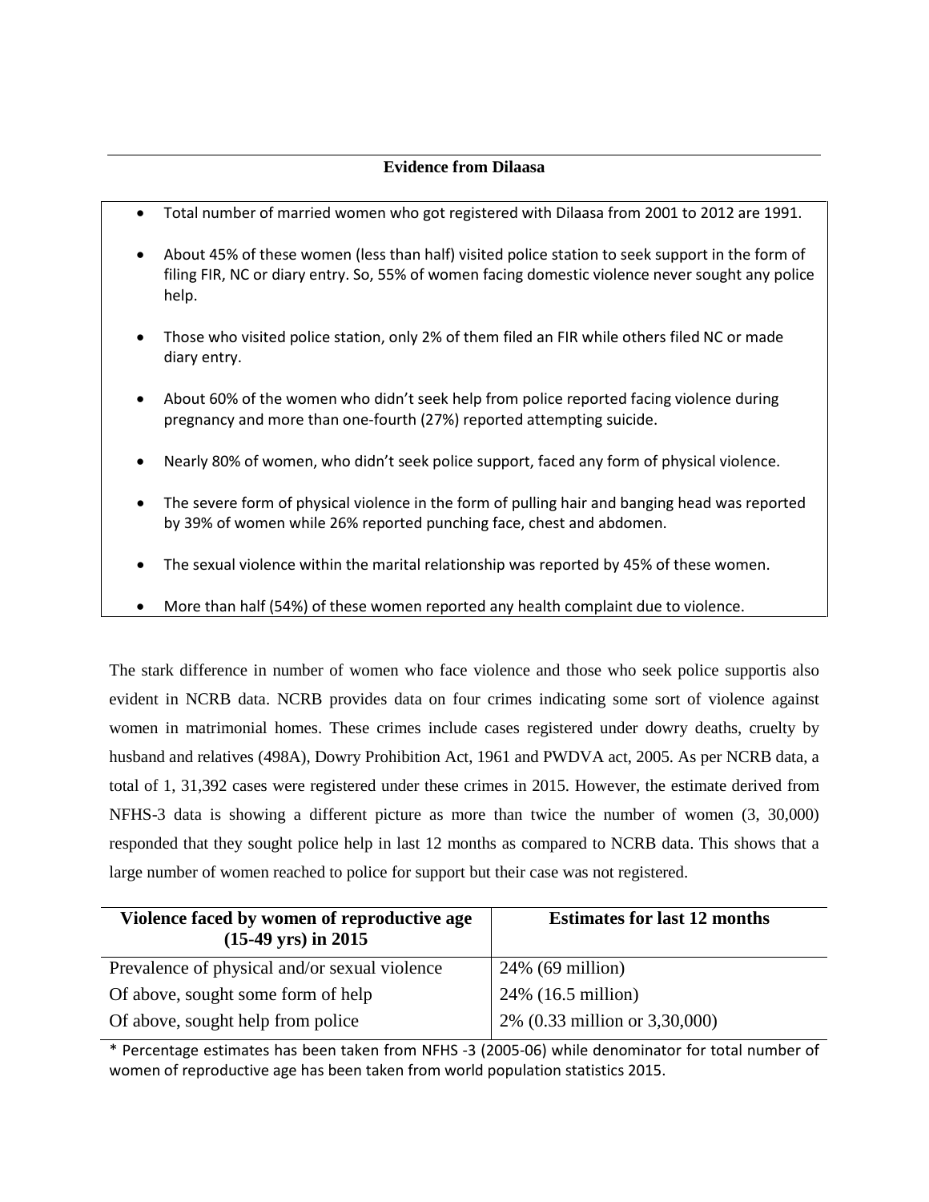**Evidence from Dilaasa**

- Total number of married women who got registered with Dilaasa from 2001 to 2012 are 1991.
- About 45% of these women (less than half) visited police station to seek support in the form of filing FIR, NC or diary entry. So, 55% of women facing domestic violence never sought any police help.
- Those who visited police station, only 2% of them filed an FIR while others filed NC or made diary entry.
- About 60% of the women who didn't seek help from police reported facing violence during pregnancy and more than one-fourth (27%) reported attempting suicide.
- Nearly 80% of women, who didn't seek police support, faced any form of physical violence.
- The severe form of physical violence in the form of pulling hair and banging head was reported by 39% of women while 26% reported punching face, chest and abdomen.
- The sexual violence within the marital relationship was reported by 45% of these women.
- More than half (54%) of these women reported any health complaint due to violence.

The stark difference in number of women who face violence and those who seek police supportis also evident in NCRB data. NCRB provides data on four crimes indicating some sort of violence against women in matrimonial homes. These crimes include cases registered under dowry deaths, cruelty by husband and relatives (498A), Dowry Prohibition Act, 1961 and PWDVA act, 2005. As per NCRB data, a total of 1, 31,392 cases were registered under these crimes in 2015. However, the estimate derived from NFHS-3 data is showing a different picture as more than twice the number of women (3, 30,000) responded that they sought police help in last 12 months as compared to NCRB data. This shows that a large number of women reached to police for support but their case was not registered.

| Violence faced by women of reproductive age (15-49 yrs) in 2015 | Estimates for last 12 months |
|---|---|
| Prevalence of physical and/or sexual violence | 24% (69 million) |
| Of above, sought some form of help | 24% (16.5 million) |
| Of above, sought help from police | 2% (0.33 million or 3,30,000) |

* Percentage estimates has been taken from NFHS -3 (2005-06) while denominator for total number of women of reproductive age has been taken from world population statistics 2015.